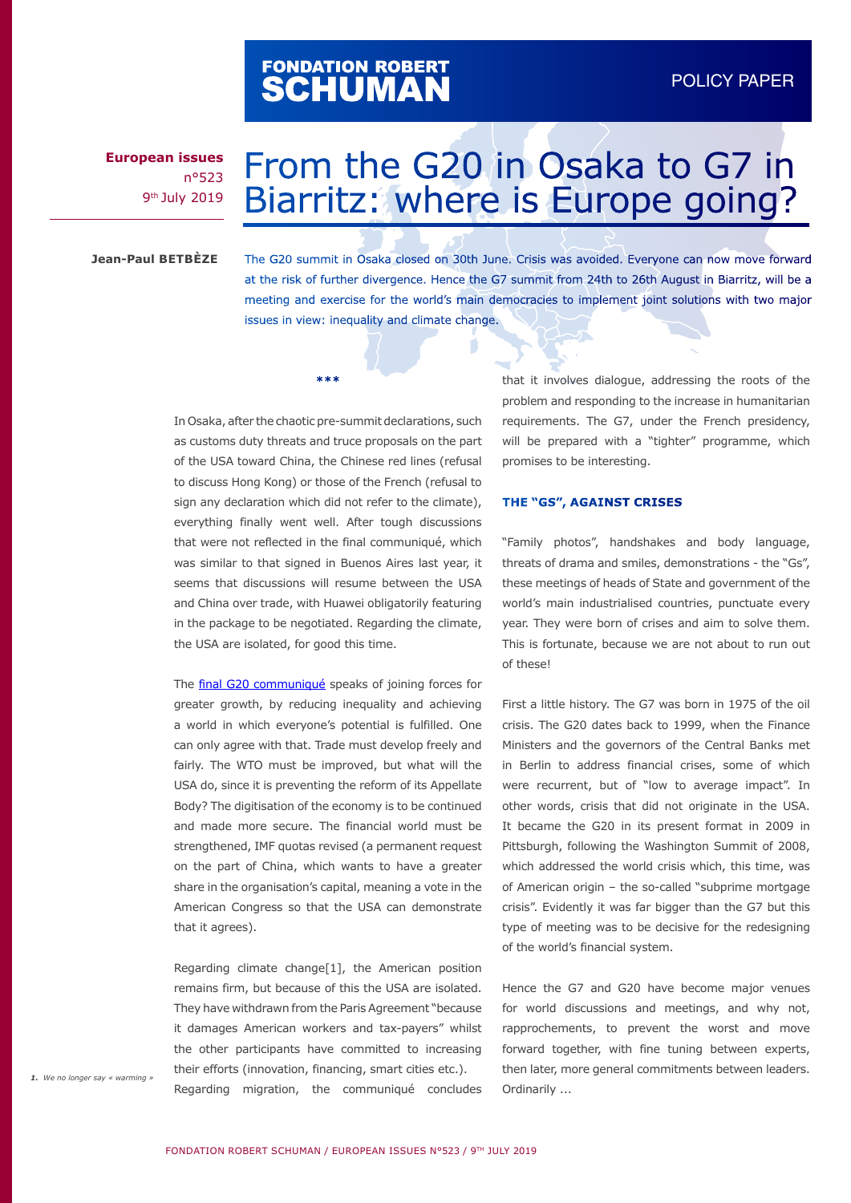FONDATION ROBERT SCHUMAN

POLICY PAPER

**European issues**
n°523
9th July 2019

# From the G20 in Osaka to G7 in Biarritz: where is Europe going?

**Jean-Paul BETBÈZE**

The G20 summit in Osaka closed on 30th June. Crisis was avoided. Everyone can now move forward at the risk of further divergence. Hence the G7 summit from 24th to 26th August in Biarritz, will be a meeting and exercise for the world's main democracies to implement joint solutions with two major issues in view: inequality and climate change.

\*\*\*

In Osaka, after the chaotic pre-summit declarations, such as customs duty threats and truce proposals on the part of the USA toward China, the Chinese red lines (refusal to discuss Hong Kong) or those of the French (refusal to sign any declaration which did not refer to the climate), everything finally went well. After tough discussions that were not reflected in the final communiqué, which was similar to that signed in Buenos Aires last year, it seems that discussions will resume between the USA and China over trade, with Huawei obligatorily featuring in the package to be negotiated. Regarding the climate, the USA are isolated, for good this time.

The final G20 communiqué speaks of joining forces for greater growth, by reducing inequality and achieving a world in which everyone's potential is fulfilled. One can only agree with that. Trade must develop freely and fairly. The WTO must be improved, but what will the USA do, since it is preventing the reform of its Appellate Body? The digitisation of the economy is to be continued and made more secure. The financial world must be strengthened, IMF quotas revised (a permanent request on the part of China, which wants to have a greater share in the organisation's capital, meaning a vote in the American Congress so that the USA can demonstrate that it agrees).

Regarding climate change[1], the American position remains firm, but because of this the USA are isolated. They have withdrawn from the Paris Agreement "because it damages American workers and tax-payers" whilst the other participants have committed to increasing their efforts (innovation, financing, smart cities etc.). Regarding migration, the communiqué concludes that it involves dialogue, addressing the roots of the problem and responding to the increase in humanitarian requirements. The G7, under the French presidency, will be prepared with a "tighter" programme, which promises to be interesting.

## THE "GS", AGAINST CRISES

"Family photos", handshakes and body language, threats of drama and smiles, demonstrations - the "Gs", these meetings of heads of State and government of the world's main industrialised countries, punctuate every year. They were born of crises and aim to solve them. This is fortunate, because we are not about to run out of these!

First a little history. The G7 was born in 1975 of the oil crisis. The G20 dates back to 1999, when the Finance Ministers and the governors of the Central Banks met in Berlin to address financial crises, some of which were recurrent, but of "low to average impact". In other words, crisis that did not originate in the USA. It became the G20 in its present format in 2009 in Pittsburgh, following the Washington Summit of 2008, which addressed the world crisis which, this time, was of American origin – the so-called "subprime mortgage crisis". Evidently it was far bigger than the G7 but this type of meeting was to be decisive for the redesigning of the world's financial system.

Hence the G7 and G20 have become major venues for world discussions and meetings, and why not, rapprochements, to prevent the worst and move forward together, with fine tuning between experts, then later, more general commitments between leaders. Ordinarily ...

*1. We no longer say « warming »*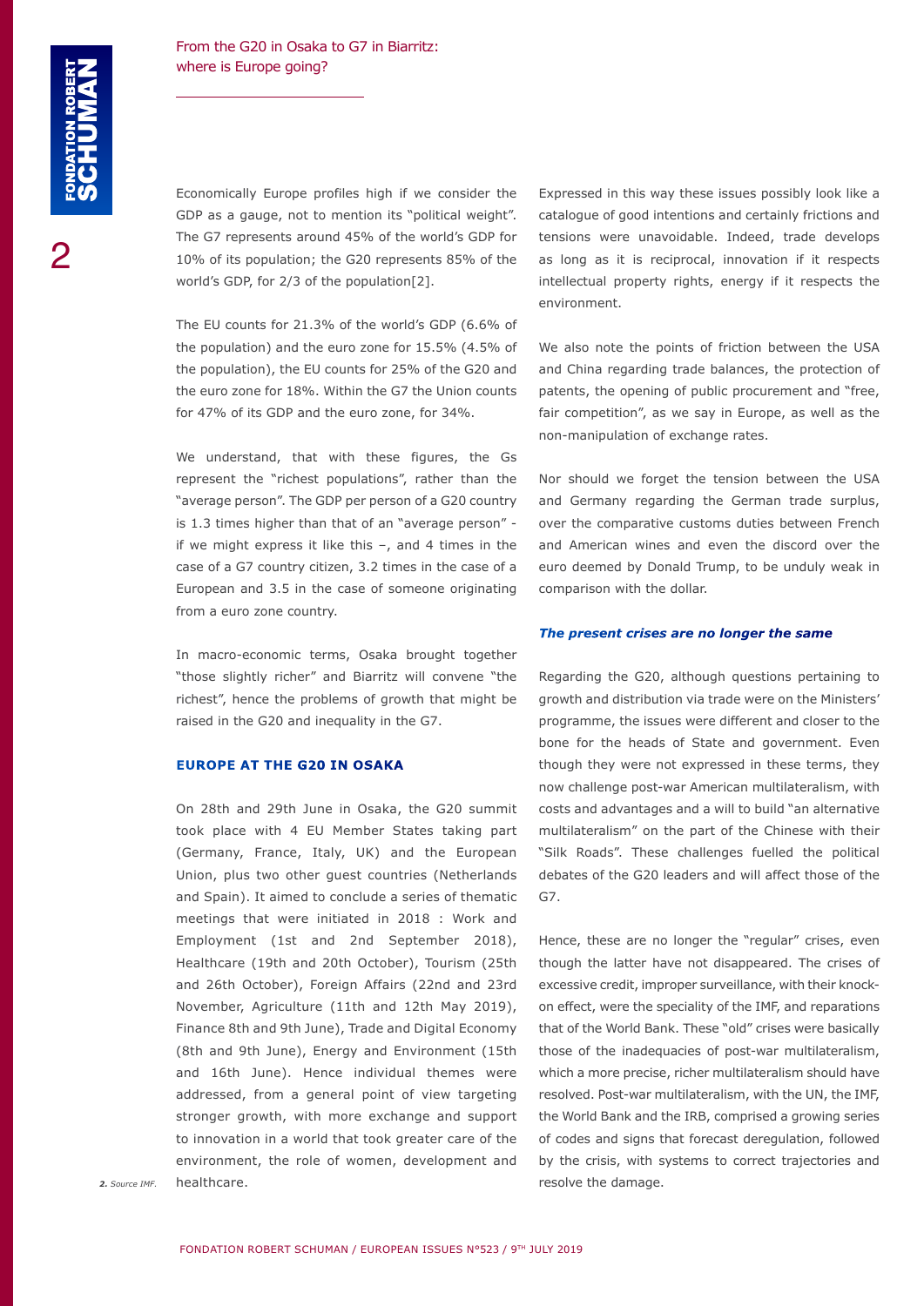Economically Europe profiles high if we consider the GDP as a gauge, not to mention its "political weight". The G7 represents around 45% of the world's GDP for 10% of its population; the G20 represents 85% of the world's GDP, for 2/3 of the population[2].

The EU counts for 21.3% of the world's GDP (6.6% of the population) and the euro zone for 15.5% (4.5% of the population), the EU counts for 25% of the G20 and the euro zone for 18%. Within the G7 the Union counts for 47% of its GDP and the euro zone, for 34%.

We understand, that with these figures, the Gs represent the "richest populations", rather than the "average person". The GDP per person of a G20 country is 1.3 times higher than that of an "average person" - if we might express it like this –, and 4 times in the case of a G7 country citizen, 3.2 times in the case of a European and 3.5 in the case of someone originating from a euro zone country.

In macro-economic terms, Osaka brought together "those slightly richer" and Biarritz will convene "the richest", hence the problems of growth that might be raised in the G20 and inequality in the G7.

## EUROPE AT THE G20 IN OSAKA

On 28th and 29th June in Osaka, the G20 summit took place with 4 EU Member States taking part (Germany, France, Italy, UK) and the European Union, plus two other guest countries (Netherlands and Spain). It aimed to conclude a series of thematic meetings that were initiated in 2018 : Work and Employment (1st and 2nd September 2018), Healthcare (19th and 20th October), Tourism (25th and 26th October), Foreign Affairs (22nd and 23rd November, Agriculture (11th and 12th May 2019), Finance 8th and 9th June), Trade and Digital Economy (8th and 9th June), Energy and Environment (15th and 16th June). Hence individual themes were addressed, from a general point of view targeting stronger growth, with more exchange and support to innovation in a world that took greater care of the environment, the role of women, development and healthcare.

Expressed in this way these issues possibly look like a catalogue of good intentions and certainly frictions and tensions were unavoidable. Indeed, trade develops as long as it is reciprocal, innovation if it respects intellectual property rights, energy if it respects the environment.

We also note the points of friction between the USA and China regarding trade balances, the protection of patents, the opening of public procurement and "free, fair competition", as we say in Europe, as well as the non-manipulation of exchange rates.

Nor should we forget the tension between the USA and Germany regarding the German trade surplus, over the comparative customs duties between French and American wines and even the discord over the euro deemed by Donald Trump, to be unduly weak in comparison with the dollar.

### *The present crises are no longer the same*

Regarding the G20, although questions pertaining to growth and distribution via trade were on the Ministers' programme, the issues were different and closer to the bone for the heads of State and government. Even though they were not expressed in these terms, they now challenge post-war American multilateralism, with costs and advantages and a will to build "an alternative multilateralism" on the part of the Chinese with their "Silk Roads". These challenges fuelled the political debates of the G20 leaders and will affect those of the G7.

Hence, these are no longer the "regular" crises, even though the latter have not disappeared. The crises of excessive credit, improper surveillance, with their knock-on effect, were the speciality of the IMF, and reparations that of the World Bank. These "old" crises were basically those of the inadequacies of post-war multilateralism, which a more precise, richer multilateralism should have resolved. Post-war multilateralism, with the UN, the IMF, the World Bank and the IRB, comprised a growing series of codes and signs that forecast deregulation, followed by the crisis, with systems to correct trajectories and resolve the damage.

2. Source IMF.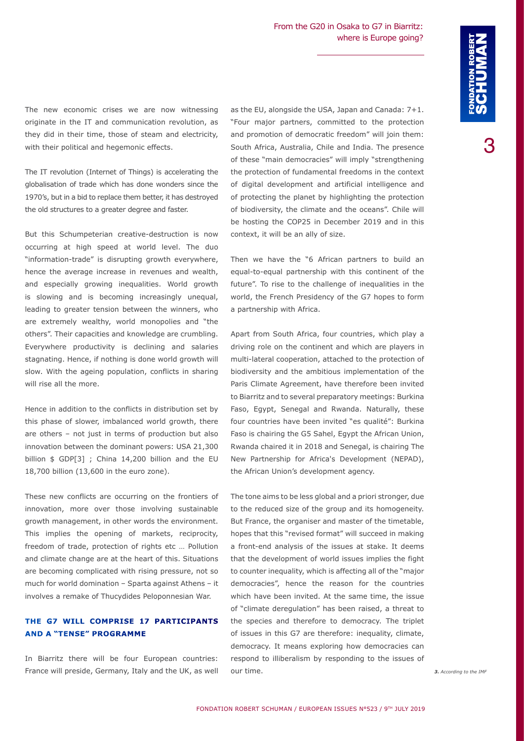The new economic crises we are now witnessing originate in the IT and communication revolution, as they did in their time, those of steam and electricity, with their political and hegemonic effects.

The IT revolution (Internet of Things) is accelerating the globalisation of trade which has done wonders since the 1970's, but in a bid to replace them better, it has destroyed the old structures to a greater degree and faster.

But this Schumpeterian creative-destruction is now occurring at high speed at world level. The duo "information-trade" is disrupting growth everywhere, hence the average increase in revenues and wealth, and especially growing inequalities. World growth is slowing and is becoming increasingly unequal, leading to greater tension between the winners, who are extremely wealthy, world monopolies and "the others". Their capacities and knowledge are crumbling. Everywhere productivity is declining and salaries stagnating. Hence, if nothing is done world growth will slow. With the ageing population, conflicts in sharing will rise all the more.

Hence in addition to the conflicts in distribution set by this phase of slower, imbalanced world growth, there are others – not just in terms of production but also innovation between the dominant powers: USA 21,300 billion $ GDP[3] ; China 14,200 billion and the EU 18,700 billion (13,600 in the euro zone).

These new conflicts are occurring on the frontiers of innovation, more over those involving sustainable growth management, in other words the environment. This implies the opening of markets, reciprocity, freedom of trade, protection of rights etc … Pollution and climate change are at the heart of this. Situations are becoming complicated with rising pressure, not so much for world domination – Sparta against Athens – it involves a remake of Thucydides Peloponnesian War.

## THE G7 WILL COMPRISE 17 PARTICIPANTS AND A "TENSE" PROGRAMME

In Biarritz there will be four European countries: France will preside, Germany, Italy and the UK, as well as the EU, alongside the USA, Japan and Canada: 7+1. "Four major partners, committed to the protection and promotion of democratic freedom" will join them: South Africa, Australia, Chile and India. The presence of these "main democracies" will imply "strengthening the protection of fundamental freedoms in the context of digital development and artificial intelligence and of protecting the planet by highlighting the protection of biodiversity, the climate and the oceans". Chile will be hosting the COP25 in December 2019 and in this context, it will be an ally of size.

Then we have the "6 African partners to build an equal-to-equal partnership with this continent of the future". To rise to the challenge of inequalities in the world, the French Presidency of the G7 hopes to form a partnership with Africa.

Apart from South Africa, four countries, which play a driving role on the continent and which are players in multi-lateral cooperation, attached to the protection of biodiversity and the ambitious implementation of the Paris Climate Agreement, have therefore been invited to Biarritz and to several preparatory meetings: Burkina Faso, Egypt, Senegal and Rwanda. Naturally, these four countries have been invited "es qualité": Burkina Faso is chairing the G5 Sahel, Egypt the African Union, Rwanda chaired it in 2018 and Senegal, is chairing The New Partnership for Africa's Development (NEPAD), the African Union's development agency.

The tone aims to be less global and a priori stronger, due to the reduced size of the group and its homogeneity. But France, the organiser and master of the timetable, hopes that this "revised format" will succeed in making a front-end analysis of the issues at stake. It deems that the development of world issues implies the fight to counter inequality, which is affecting all of the "major democracies", hence the reason for the countries which have been invited. At the same time, the issue of "climate deregulation" has been raised, a threat to the species and therefore to democracy. The triplet of issues in this G7 are therefore: inequality, climate, democracy. It means exploring how democracies can respond to illiberalism by responding to the issues of our time.

*3. According to the IMF*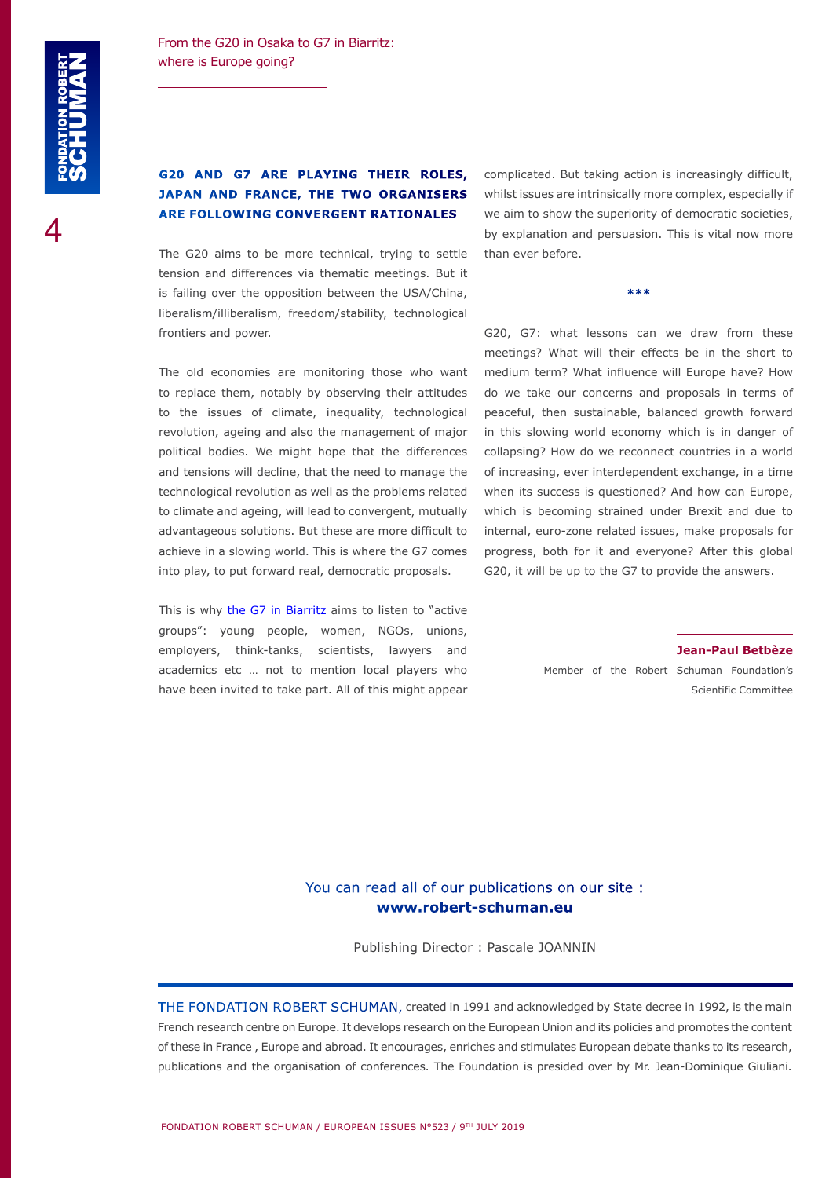### G20 AND G7 ARE PLAYING THEIR ROLES, JAPAN AND FRANCE, THE TWO ORGANISERS ARE FOLLOWING CONVERGENT RATIONALES

The G20 aims to be more technical, trying to settle tension and differences via thematic meetings. But it is failing over the opposition between the USA/China, liberalism/illiberalism, freedom/stability, technological frontiers and power.

The old economies are monitoring those who want to replace them, notably by observing their attitudes to the issues of climate, inequality, technological revolution, ageing and also the management of major political bodies. We might hope that the differences and tensions will decline, that the need to manage the technological revolution as well as the problems related to climate and ageing, will lead to convergent, mutually advantageous solutions. But these are more difficult to achieve in a slowing world. This is where the G7 comes into play, to put forward real, democratic proposals.

This is why the G7 in Biarritz aims to listen to "active groups": young people, women, NGOs, unions, employers, think-tanks, scientists, lawyers and academics etc … not to mention local players who have been invited to take part. All of this might appear complicated. But taking action is increasingly difficult, whilst issues are intrinsically more complex, especially if we aim to show the superiority of democratic societies, by explanation and persuasion. This is vital now more than ever before.

***

G20, G7: what lessons can we draw from these meetings? What will their effects be in the short to medium term? What influence will Europe have? How do we take our concerns and proposals in terms of peaceful, then sustainable, balanced growth forward in this slowing world economy which is in danger of collapsing? How do we reconnect countries in a world of increasing, ever interdependent exchange, in a time when its success is questioned? And how can Europe, which is becoming strained under Brexit and due to internal, euro-zone related issues, make proposals for progress, both for it and everyone? After this global G20, it will be up to the G7 to provide the answers.

**Jean-Paul Betbèze**

Member of the Robert Schuman Foundation's Scientific Committee

You can read all of our publications on our site :
**www.robert-schuman.eu**

Publishing Director : Pascale JOANNIN

THE FONDATION ROBERT SCHUMAN, created in 1991 and acknowledged by State decree in 1992, is the main French research centre on Europe. It develops research on the European Union and its policies and promotes the content of these in France , Europe and abroad. It encourages, enriches and stimulates European debate thanks to its research, publications and the organisation of conferences. The Foundation is presided over by Mr. Jean-Dominique Giuliani.